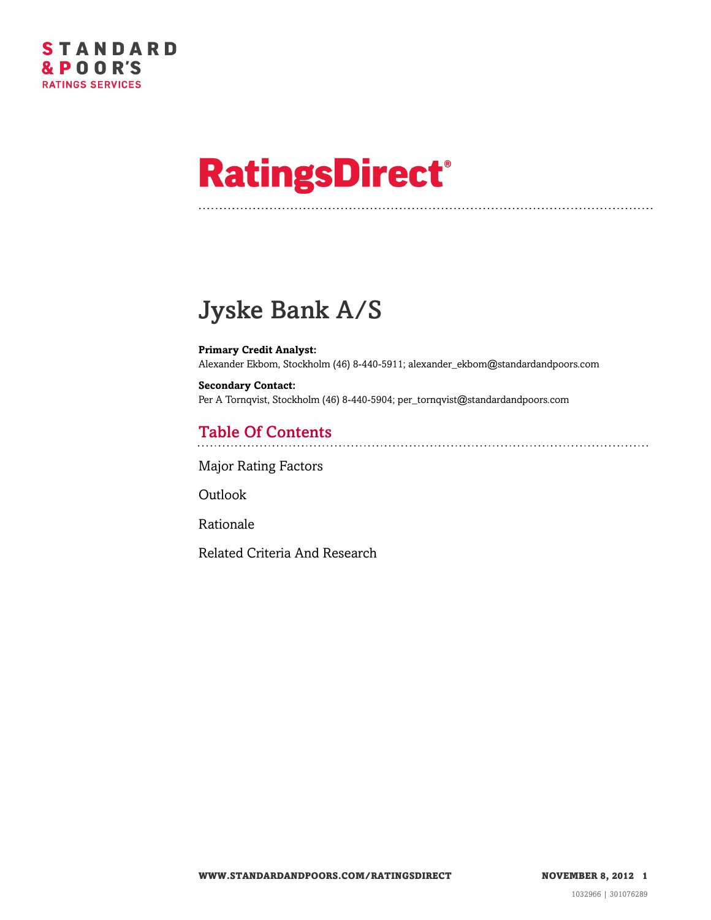STANDARD & POOR'S RATINGS SERVICES

# RatingsDirect®

## Jyske Bank A/S

**Primary Credit Analyst:**
Alexander Ekbom, Stockholm (46) 8-440-5911; alexander_ekbom@standardandpoors.com

**Secondary Contact:**
Per A Tornqvist, Stockholm (46) 8-440-5904; per_tornqvist@standardandpoors.com

## Table Of Contents

Major Rating Factors

Outlook

Rationale

Related Criteria And Research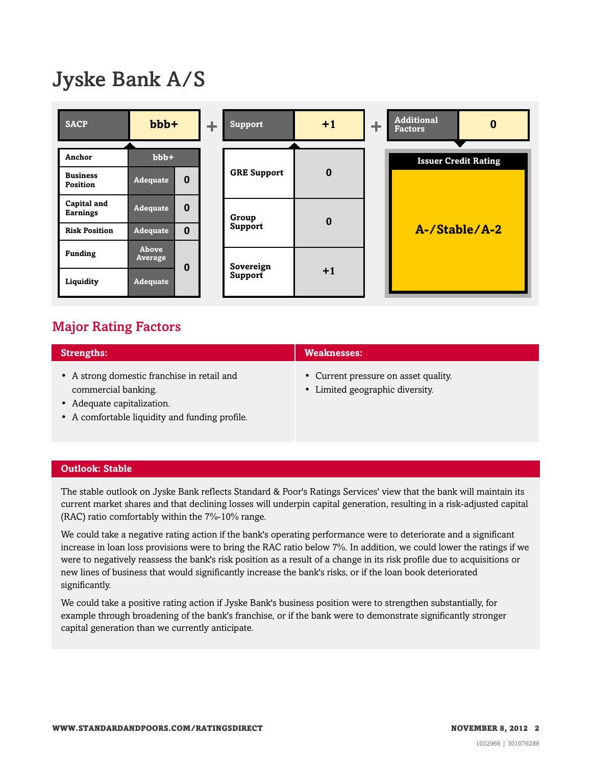# Jyske Bank A/S

| SACP | bbb+ | | + | Support | +1 | + | Additional Factors | 0 |
|---|---|---|---|---|---|---|---|---|
| Anchor | bbb+ | | | | | | | |
| Business Position | Adequate | 0 | | GRE Support | 0 | | Issuer Credit Rating | |
| Capital and Earnings | Adequate | 0 | | | | | | |
| Risk Position | Adequate | 0 | | Group Support | 0 | | A-/Stable/A-2 | |
| Funding | Above Average | 0 | | | | | | |
| Liquidity | Adequate | | | Sovereign Support | +1 | | | |

## Major Rating Factors

| Strengths: | Weaknesses: |
|---|---|
| • A strong domestic franchise in retail and commercial banking.<br>• Adequate capitalization.<br>• A comfortable liquidity and funding profile. | • Current pressure on asset quality.<br>• Limited geographic diversity. |

## Outlook: Stable

The stable outlook on Jyske Bank reflects Standard & Poor's Ratings Services' view that the bank will maintain its current market shares and that declining losses will underpin capital generation, resulting in a risk-adjusted capital (RAC) ratio comfortably within the 7%-10% range.

We could take a negative rating action if the bank's operating performance were to deteriorate and a significant increase in loan loss provisions were to bring the RAC ratio below 7%. In addition, we could lower the ratings if we were to negatively reassess the bank's risk position as a result of a change in its risk profile due to acquisitions or new lines of business that would significantly increase the bank's risks, or if the loan book deteriorated significantly.

We could take a positive rating action if Jyske Bank's business position were to strengthen substantially, for example through broadening of the bank's franchise, or if the bank were to demonstrate significantly stronger capital generation than we currently anticipate.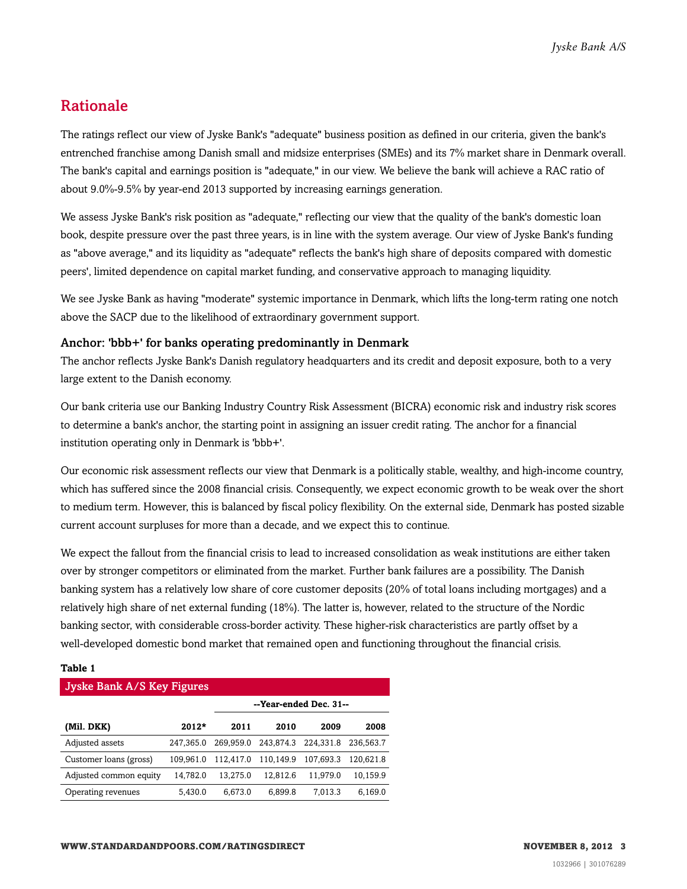## Rationale

The ratings reflect our view of Jyske Bank's "adequate" business position as defined in our criteria, given the bank's entrenched franchise among Danish small and midsize enterprises (SMEs) and its 7% market share in Denmark overall. The bank's capital and earnings position is "adequate," in our view. We believe the bank will achieve a RAC ratio of about 9.0%-9.5% by year-end 2013 supported by increasing earnings generation.

We assess Jyske Bank's risk position as "adequate," reflecting our view that the quality of the bank's domestic loan book, despite pressure over the past three years, is in line with the system average. Our view of Jyske Bank's funding as "above average," and its liquidity as "adequate" reflects the bank's high share of deposits compared with domestic peers', limited dependence on capital market funding, and conservative approach to managing liquidity.

We see Jyske Bank as having "moderate" systemic importance in Denmark, which lifts the long-term rating one notch above the SACP due to the likelihood of extraordinary government support.

### Anchor: 'bbb+' for banks operating predominantly in Denmark

The anchor reflects Jyske Bank's Danish regulatory headquarters and its credit and deposit exposure, both to a very large extent to the Danish economy.

Our bank criteria use our Banking Industry Country Risk Assessment (BICRA) economic risk and industry risk scores to determine a bank's anchor, the starting point in assigning an issuer credit rating. The anchor for a financial institution operating only in Denmark is 'bbb+'.

Our economic risk assessment reflects our view that Denmark is a politically stable, wealthy, and high-income country, which has suffered since the 2008 financial crisis. Consequently, we expect economic growth to be weak over the short to medium term. However, this is balanced by fiscal policy flexibility. On the external side, Denmark has posted sizable current account surpluses for more than a decade, and we expect this to continue.

We expect the fallout from the financial crisis to lead to increased consolidation as weak institutions are either taken over by stronger competitors or eliminated from the market. Further bank failures are a possibility. The Danish banking system has a relatively low share of core customer deposits (20% of total loans including mortgages) and a relatively high share of net external funding (18%). The latter is, however, related to the structure of the Nordic banking sector, with considerable cross-border activity. These higher-risk characteristics are partly offset by a well-developed domestic bond market that remained open and functioning throughout the financial crisis.

**Table 1**

| Jyske Bank A/S Key Figures | | | | | |
|---|---|---|---|---|---|
| | | --Year-ended Dec. 31-- | | | |
| (Mil. DKK) | 2012* | 2011 | 2010 | 2009 | 2008 |
| Adjusted assets | 247,365.0 | 269,959.0 | 243,874.3 | 224,331.8 | 236,563.7 |
| Customer loans (gross) | 109,961.0 | 112,417.0 | 110,149.9 | 107,693.3 | 120,621.8 |
| Adjusted common equity | 14,782.0 | 13,275.0 | 12,812.6 | 11,979.0 | 10,159.9 |
| Operating revenues | 5,430.0 | 6,673.0 | 6,899.8 | 7,013.3 | 6,169.0 |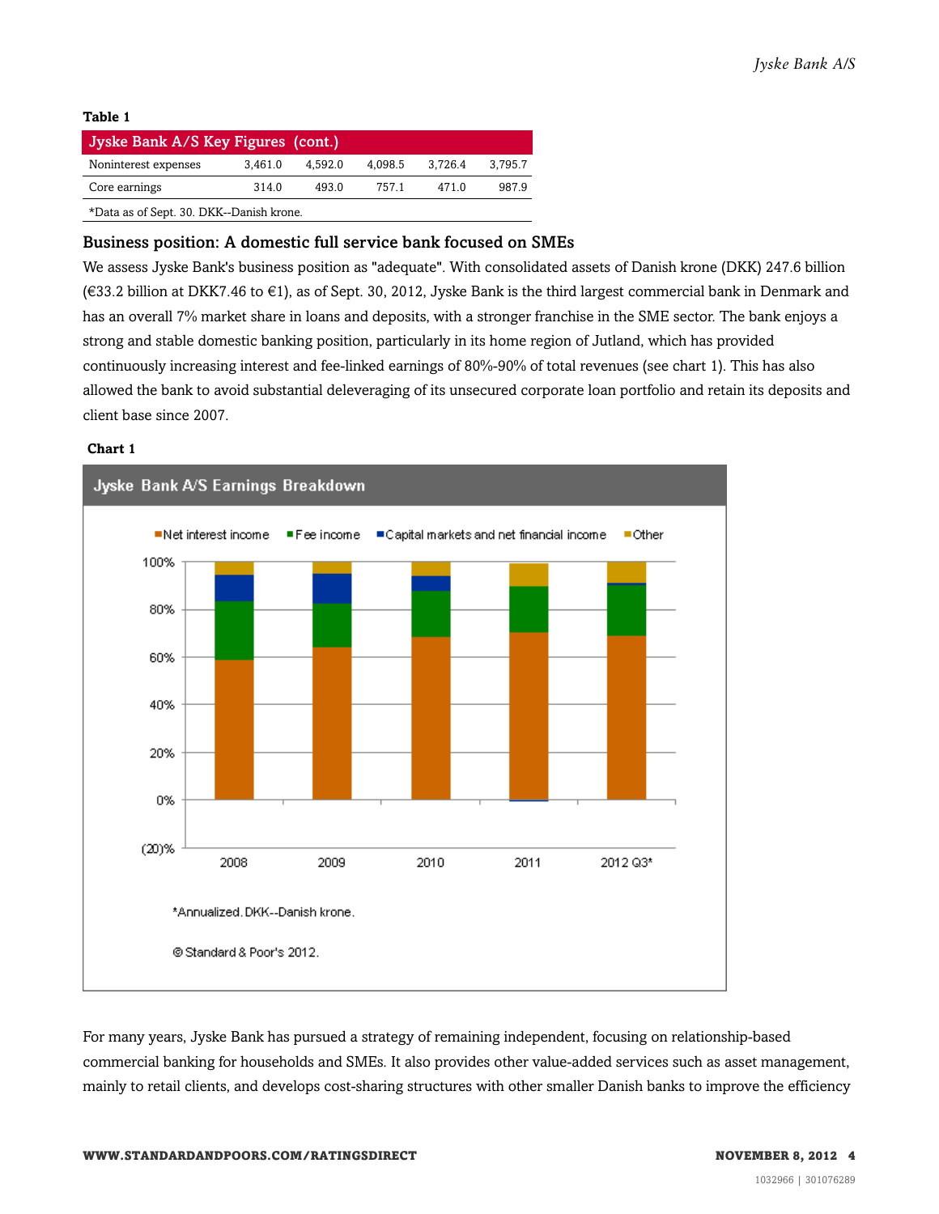**Table 1**

| Jyske Bank A/S Key Figures (cont.) | | | | | |
|---|---|---|---|---|---|
| Noninterest expenses | 3,461.0 | 4,592.0 | 4,098.5 | 3,726.4 | 3,795.7 |
| Core earnings | 314.0 | 493.0 | 757.1 | 471.0 | 987.9 |

*Data as of Sept. 30. DKK--Danish krone.

### Business position: A domestic full service bank focused on SMEs

We assess Jyske Bank's business position as "adequate". With consolidated assets of Danish krone (DKK) 247.6 billion (€33.2 billion at DKK7.46 to €1), as of Sept. 30, 2012, Jyske Bank is the third largest commercial bank in Denmark and has an overall 7% market share in loans and deposits, with a stronger franchise in the SME sector. The bank enjoys a strong and stable domestic banking position, particularly in its home region of Jutland, which has provided continuously increasing interest and fee-linked earnings of 80%-90% of total revenues (see chart 1). This has also allowed the bank to avoid substantial deleveraging of its unsecured corporate loan portfolio and retain its deposits and client base since 2007.

**Chart 1**

**Jyske Bank A/S Earnings Breakdown**

*Annualized. DKK--Danish krone.

© Standard & Poor's 2012.

For many years, Jyske Bank has pursued a strategy of remaining independent, focusing on relationship-based commercial banking for households and SMEs. It also provides other value-added services such as asset management, mainly to retail clients, and develops cost-sharing structures with other smaller Danish banks to improve the efficiency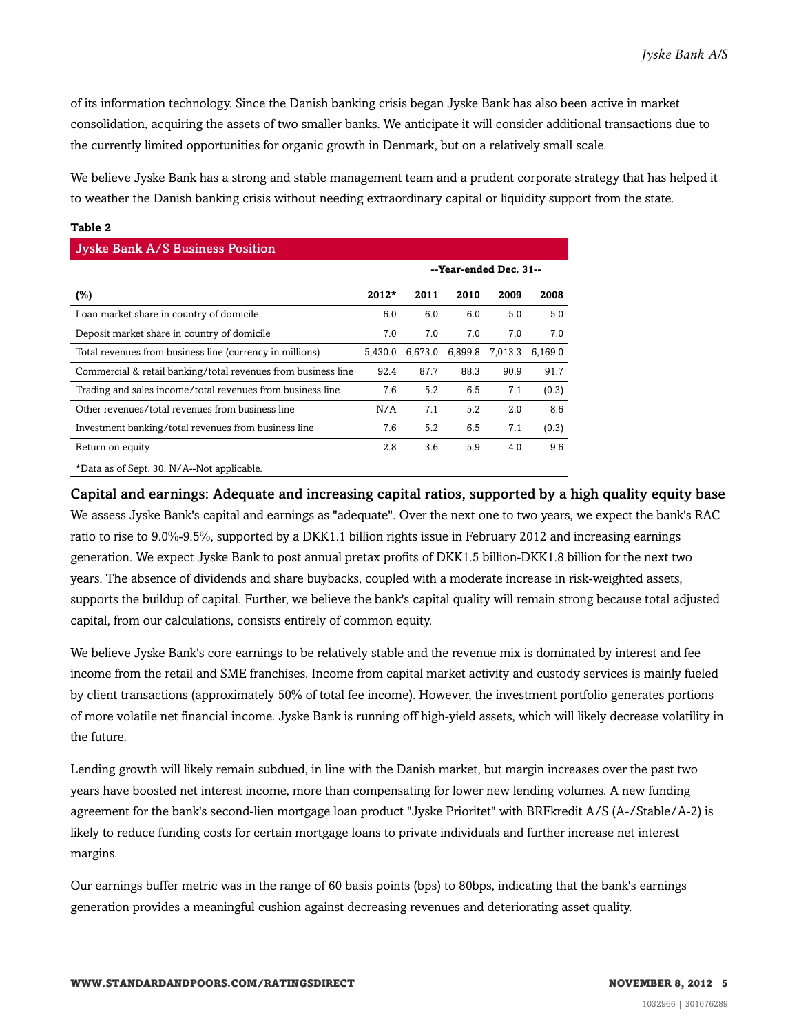of its information technology. Since the Danish banking crisis began Jyske Bank has also been active in market consolidation, acquiring the assets of two smaller banks. We anticipate it will consider additional transactions due to the currently limited opportunities for organic growth in Denmark, but on a relatively small scale.

We believe Jyske Bank has a strong and stable management team and a prudent corporate strategy that has helped it to weather the Danish banking crisis without needing extraordinary capital or liquidity support from the state.

**Table 2**

| Jyske Bank A/S Business Position | | | | | |
|---|---|---|---|---|---|
| | | --Year-ended Dec. 31-- | | | |
| **(%)** | **2012*** | **2011** | **2010** | **2009** | **2008** |
| Loan market share in country of domicile | 6.0 | 6.0 | 6.0 | 5.0 | 5.0 |
| Deposit market share in country of domicile | 7.0 | 7.0 | 7.0 | 7.0 | 7.0 |
| Total revenues from business line (currency in millions) | 5,430.0 | 6,673.0 | 6,899.8 | 7,013.3 | 6,169.0 |
| Commercial & retail banking/total revenues from business line | 92.4 | 87.7 | 88.3 | 90.9 | 91.7 |
| Trading and sales income/total revenues from business line | 7.6 | 5.2 | 6.5 | 7.1 | (0.3) |
| Other revenues/total revenues from business line | N/A | 7.1 | 5.2 | 2.0 | 8.6 |
| Investment banking/total revenues from business line | 7.6 | 5.2 | 6.5 | 7.1 | (0.3) |
| Return on equity | 2.8 | 3.6 | 5.9 | 4.0 | 9.6 |

*Data as of Sept. 30. N/A--Not applicable.

## Capital and earnings: Adequate and increasing capital ratios, supported by a high quality equity base

We assess Jyske Bank's capital and earnings as "adequate". Over the next one to two years, we expect the bank's RAC ratio to rise to 9.0%-9.5%, supported by a DKK1.1 billion rights issue in February 2012 and increasing earnings generation. We expect Jyske Bank to post annual pretax profits of DKK1.5 billion-DKK1.8 billion for the next two years. The absence of dividends and share buybacks, coupled with a moderate increase in risk-weighted assets, supports the buildup of capital. Further, we believe the bank's capital quality will remain strong because total adjusted capital, from our calculations, consists entirely of common equity.

We believe Jyske Bank's core earnings to be relatively stable and the revenue mix is dominated by interest and fee income from the retail and SME franchises. Income from capital market activity and custody services is mainly fueled by client transactions (approximately 50% of total fee income). However, the investment portfolio generates portions of more volatile net financial income. Jyske Bank is running off high-yield assets, which will likely decrease volatility in the future.

Lending growth will likely remain subdued, in line with the Danish market, but margin increases over the past two years have boosted net interest income, more than compensating for lower new lending volumes. A new funding agreement for the bank's second-lien mortgage loan product "Jyske Prioritet" with BRFkredit A/S (A-/Stable/A-2) is likely to reduce funding costs for certain mortgage loans to private individuals and further increase net interest margins.

Our earnings buffer metric was in the range of 60 basis points (bps) to 80bps, indicating that the bank's earnings generation provides a meaningful cushion against decreasing revenues and deteriorating asset quality.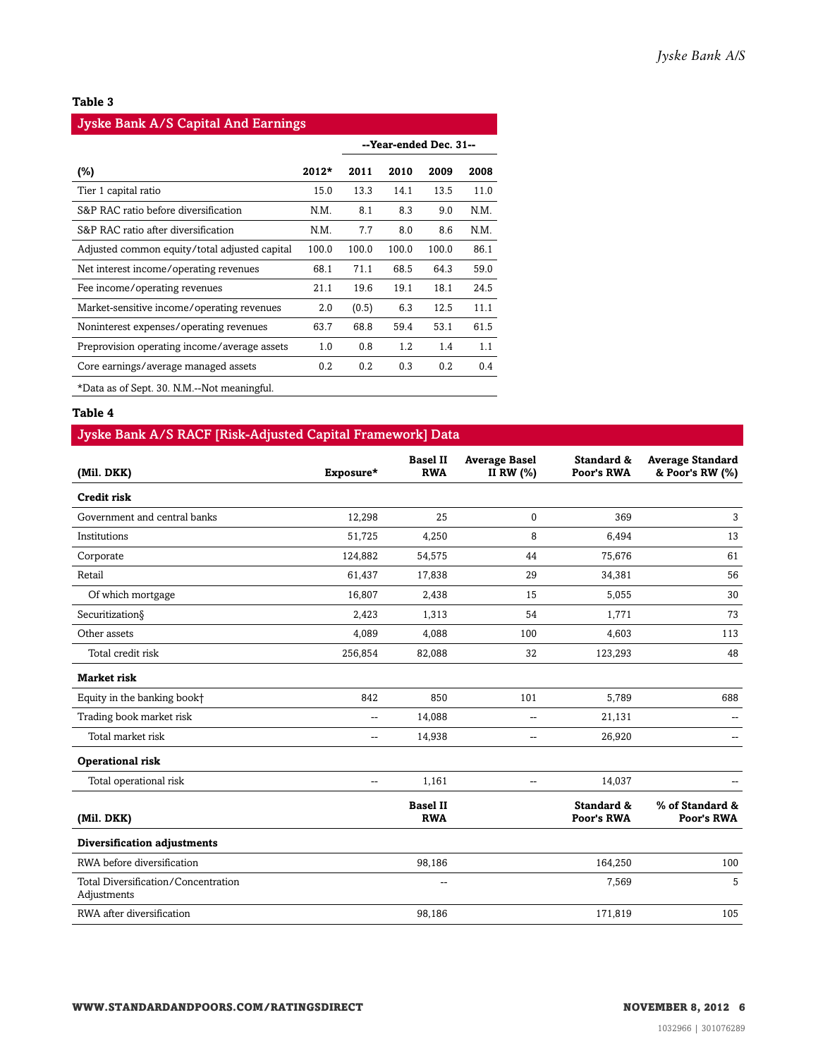**Table 3**

| Jyske Bank A/S Capital And Earnings | | | | | |
|---|---|---|---|---|---|
| | | --Year-ended Dec. 31-- | | | |
| (%) | 2012* | 2011 | 2010 | 2009 | 2008 |
| Tier 1 capital ratio | 15.0 | 13.3 | 14.1 | 13.5 | 11.0 |
| S&P RAC ratio before diversification | N.M. | 8.1 | 8.3 | 9.0 | N.M. |
| S&P RAC ratio after diversification | N.M. | 7.7 | 8.0 | 8.6 | N.M. |
| Adjusted common equity/total adjusted capital | 100.0 | 100.0 | 100.0 | 100.0 | 86.1 |
| Net interest income/operating revenues | 68.1 | 71.1 | 68.5 | 64.3 | 59.0 |
| Fee income/operating revenues | 21.1 | 19.6 | 19.1 | 18.1 | 24.5 |
| Market-sensitive income/operating revenues | 2.0 | (0.5) | 6.3 | 12.5 | 11.1 |
| Noninterest expenses/operating revenues | 63.7 | 68.8 | 59.4 | 53.1 | 61.5 |
| Preprovision operating income/average assets | 1.0 | 0.8 | 1.2 | 1.4 | 1.1 |
| Core earnings/average managed assets | 0.2 | 0.2 | 0.3 | 0.2 | 0.4 |

*Data as of Sept. 30. N.M.--Not meaningful.

**Table 4**

| Jyske Bank A/S RACF [Risk-Adjusted Capital Framework] Data | | | | | |
|---|---|---|---|---|---|
| (Mil. DKK) | Exposure* | Basel II RWA | Average Basel II RW (%) | Standard & Poor's RWA | Average Standard & Poor's RW (%) |
| **Credit risk** | | | | | |
| Government and central banks | 12,298 | 25 | 0 | 369 | 3 |
| Institutions | 51,725 | 4,250 | 8 | 6,494 | 13 |
| Corporate | 124,882 | 54,575 | 44 | 75,676 | 61 |
| Retail | 61,437 | 17,838 | 29 | 34,381 | 56 |
| Of which mortgage | 16,807 | 2,438 | 15 | 5,055 | 30 |
| Securitization§ | 2,423 | 1,313 | 54 | 1,771 | 73 |
| Other assets | 4,089 | 4,088 | 100 | 4,603 | 113 |
| Total credit risk | 256,854 | 82,088 | 32 | 123,293 | 48 |
| **Market risk** | | | | | |
| Equity in the banking book† | 842 | 850 | 101 | 5,789 | 688 |
| Trading book market risk | -- | 14,088 | -- | 21,131 | -- |
| Total market risk | -- | 14,938 | -- | 26,920 | -- |
| **Operational risk** | | | | | |
| Total operational risk | -- | 1,161 | -- | 14,037 | -- |
| (Mil. DKK) | | Basel II RWA | | Standard & Poor's RWA | % of Standard & Poor's RWA |
| **Diversification adjustments** | | | | | |
| RWA before diversification | | 98,186 | | 164,250 | 100 |
| Total Diversification/Concentration Adjustments | | -- | | 7,569 | 5 |
| RWA after diversification | | 98,186 | | 171,819 | 105 |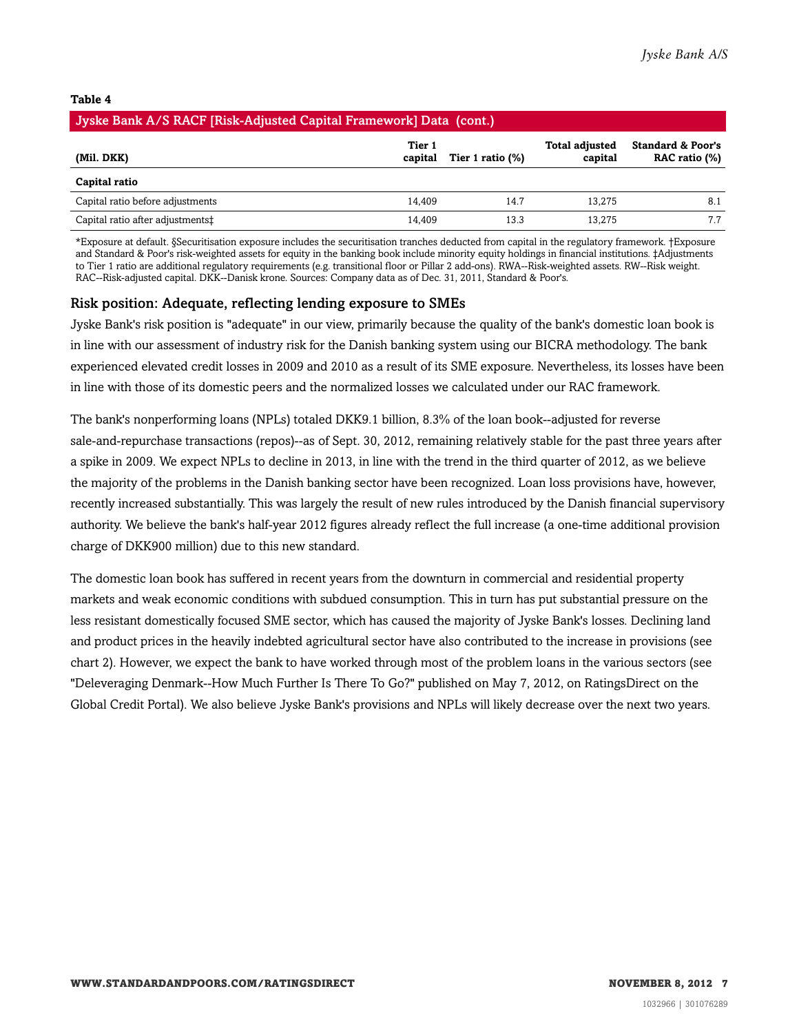**Table 4**

**Jyske Bank A/S RACF [Risk-Adjusted Capital Framework] Data (cont.)**

| (Mil. DKK) | Tier 1 capital | Tier 1 ratio (%) | Total adjusted capital | Standard & Poor's RAC ratio (%) |
|---|---|---|---|---|
| **Capital ratio** | | | | |
| Capital ratio before adjustments | 14,409 | 14.7 | 13,275 | 8.1 |
| Capital ratio after adjustments‡ | 14,409 | 13.3 | 13,275 | 7.7 |

*Exposure at default. §Securitisation exposure includes the securitisation tranches deducted from capital in the regulatory framework. †Exposure and Standard & Poor's risk-weighted assets for equity in the banking book include minority equity holdings in financial institutions. ‡Adjustments to Tier 1 ratio are additional regulatory requirements (e.g. transitional floor or Pillar 2 add-ons). RWA--Risk-weighted assets. RW--Risk weight. RAC--Risk-adjusted capital. DKK--Danish krone. Sources: Company data as of Dec. 31, 2011, Standard & Poor's.

### Risk position: Adequate, reflecting lending exposure to SMEs

Jyske Bank's risk position is "adequate" in our view, primarily because the quality of the bank's domestic loan book is in line with our assessment of industry risk for the Danish banking system using our BICRA methodology. The bank experienced elevated credit losses in 2009 and 2010 as a result of its SME exposure. Nevertheless, its losses have been in line with those of its domestic peers and the normalized losses we calculated under our RAC framework.

The bank's nonperforming loans (NPLs) totaled DKK9.1 billion, 8.3% of the loan book--adjusted for reverse sale-and-repurchase transactions (repos)--as of Sept. 30, 2012, remaining relatively stable for the past three years after a spike in 2009. We expect NPLs to decline in 2013, in line with the trend in the third quarter of 2012, as we believe the majority of the problems in the Danish banking sector have been recognized. Loan loss provisions have, however, recently increased substantially. This was largely the result of new rules introduced by the Danish financial supervisory authority. We believe the bank's half-year 2012 figures already reflect the full increase (a one-time additional provision charge of DKK900 million) due to this new standard.

The domestic loan book has suffered in recent years from the downturn in commercial and residential property markets and weak economic conditions with subdued consumption. This in turn has put substantial pressure on the less resistant domestically focused SME sector, which has caused the majority of Jyske Bank's losses. Declining land and product prices in the heavily indebted agricultural sector have also contributed to the increase in provisions (see chart 2). However, we expect the bank to have worked through most of the problem loans in the various sectors (see "Deleveraging Denmark--How Much Further Is There To Go?" published on May 7, 2012, on RatingsDirect on the Global Credit Portal). We also believe Jyske Bank's provisions and NPLs will likely decrease over the next two years.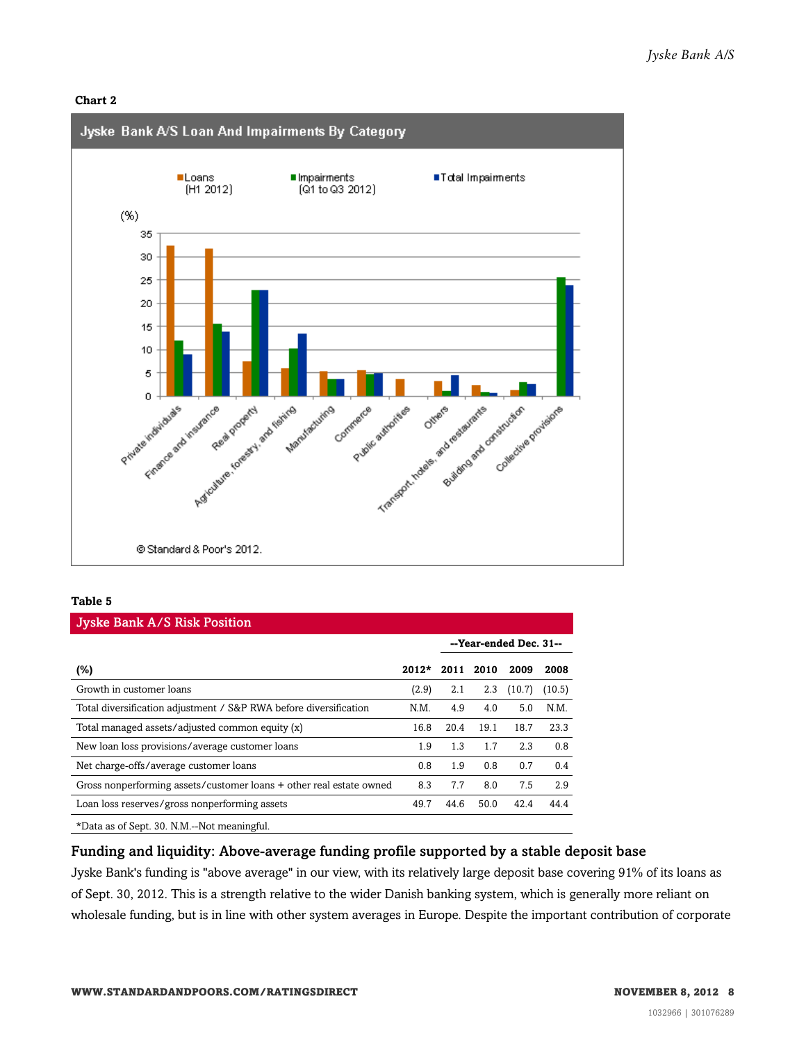**Chart 2**

**Jyske Bank A/S Loan And Impairments By Category**

Loans (H1 2012) | Impairments (Q1 to Q3 2012) | Total Impairments

(%)

Private individuals, Finance and insurance, Real property, Agriculture, forestry, and fishing, Manufacturing, Commerce, Public authorities, Others, Transport, hotels, and restaurants, Building and construction, Collective provisions

© Standard & Poor's 2012.

**Table 5**

| Jyske Bank A/S Risk Position | | | | | |
|---|---|---|---|---|---|
| | | --Year-ended Dec. 31-- | | | |
| (%) | 2012* | 2011 | 2010 | 2009 | 2008 |
| Growth in customer loans | (2.9) | 2.1 | 2.3 | (10.7) | (10.5) |
| Total diversification adjustment / S&P RWA before diversification | N.M. | 4.9 | 4.0 | 5.0 | N.M. |
| Total managed assets/adjusted common equity (x) | 16.8 | 20.4 | 19.1 | 18.7 | 23.3 |
| New loan loss provisions/average customer loans | 1.9 | 1.3 | 1.7 | 2.3 | 0.8 |
| Net charge-offs/average customer loans | 0.8 | 1.9 | 0.8 | 0.7 | 0.4 |
| Gross nonperforming assets/customer loans + other real estate owned | 8.3 | 7.7 | 8.0 | 7.5 | 2.9 |
| Loan loss reserves/gross nonperforming assets | 49.7 | 44.6 | 50.0 | 42.4 | 44.4 |

*Data as of Sept. 30. N.M.--Not meaningful.

## Funding and liquidity: Above-average funding profile supported by a stable deposit base

Jyske Bank's funding is "above average" in our view, with its relatively large deposit base covering 91% of its loans as of Sept. 30, 2012. This is a strength relative to the wider Danish banking system, which is generally more reliant on wholesale funding, but is in line with other system averages in Europe. Despite the important contribution of corporate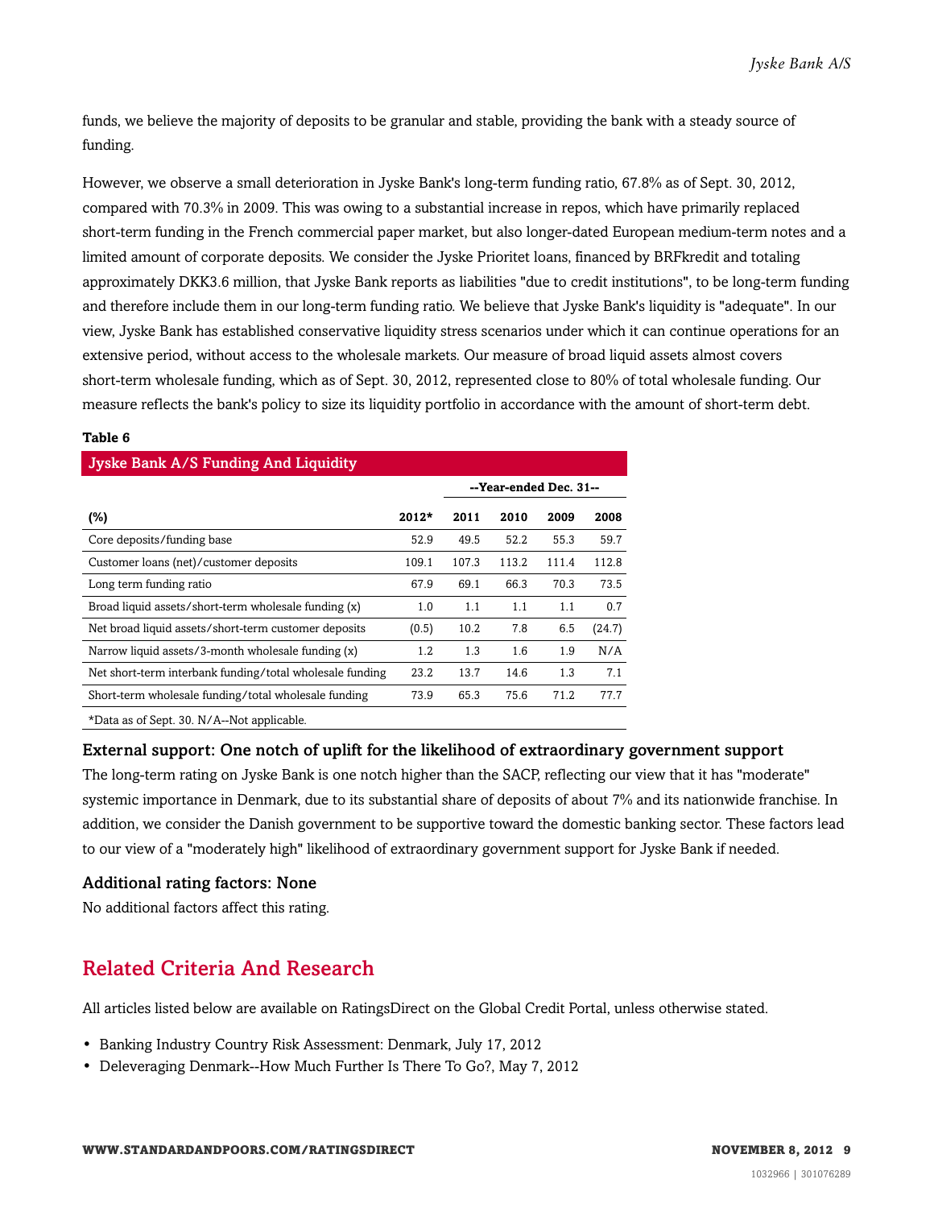funds, we believe the majority of deposits to be granular and stable, providing the bank with a steady source of funding.

However, we observe a small deterioration in Jyske Bank's long-term funding ratio, 67.8% as of Sept. 30, 2012, compared with 70.3% in 2009. This was owing to a substantial increase in repos, which have primarily replaced short-term funding in the French commercial paper market, but also longer-dated European medium-term notes and a limited amount of corporate deposits. We consider the Jyske Prioritet loans, financed by BRFkredit and totaling approximately DKK3.6 million, that Jyske Bank reports as liabilities "due to credit institutions", to be long-term funding and therefore include them in our long-term funding ratio. We believe that Jyske Bank's liquidity is "adequate". In our view, Jyske Bank has established conservative liquidity stress scenarios under which it can continue operations for an extensive period, without access to the wholesale markets. Our measure of broad liquid assets almost covers short-term wholesale funding, which as of Sept. 30, 2012, represented close to 80% of total wholesale funding. Our measure reflects the bank's policy to size its liquidity portfolio in accordance with the amount of short-term debt.

**Table 6**

**Jyske Bank A/S Funding And Liquidity**

| | | --Year-ended Dec. 31-- | | | |
|---|---|---|---|---|---|
| **(%)** | **2012*** | **2011** | **2010** | **2009** | **2008** |
| Core deposits/funding base | 52.9 | 49.5 | 52.2 | 55.3 | 59.7 |
| Customer loans (net)/customer deposits | 109.1 | 107.3 | 113.2 | 111.4 | 112.8 |
| Long term funding ratio | 67.9 | 69.1 | 66.3 | 70.3 | 73.5 |
| Broad liquid assets/short-term wholesale funding (x) | 1.0 | 1.1 | 1.1 | 1.1 | 0.7 |
| Net broad liquid assets/short-term customer deposits | (0.5) | 10.2 | 7.8 | 6.5 | (24.7) |
| Narrow liquid assets/3-month wholesale funding (x) | 1.2 | 1.3 | 1.6 | 1.9 | N/A |
| Net short-term interbank funding/total wholesale funding | 23.2 | 13.7 | 14.6 | 1.3 | 7.1 |
| Short-term wholesale funding/total wholesale funding | 73.9 | 65.3 | 75.6 | 71.2 | 77.7 |

*Data as of Sept. 30. N/A--Not applicable.

### External support: One notch of uplift for the likelihood of extraordinary government support

The long-term rating on Jyske Bank is one notch higher than the SACP, reflecting our view that it has "moderate" systemic importance in Denmark, due to its substantial share of deposits of about 7% and its nationwide franchise. In addition, we consider the Danish government to be supportive toward the domestic banking sector. These factors lead to our view of a "moderately high" likelihood of extraordinary government support for Jyske Bank if needed.

### Additional rating factors: None

No additional factors affect this rating.

## Related Criteria And Research

All articles listed below are available on RatingsDirect on the Global Credit Portal, unless otherwise stated.

- Banking Industry Country Risk Assessment: Denmark, July 17, 2012
- Deleveraging Denmark--How Much Further Is There To Go?, May 7, 2012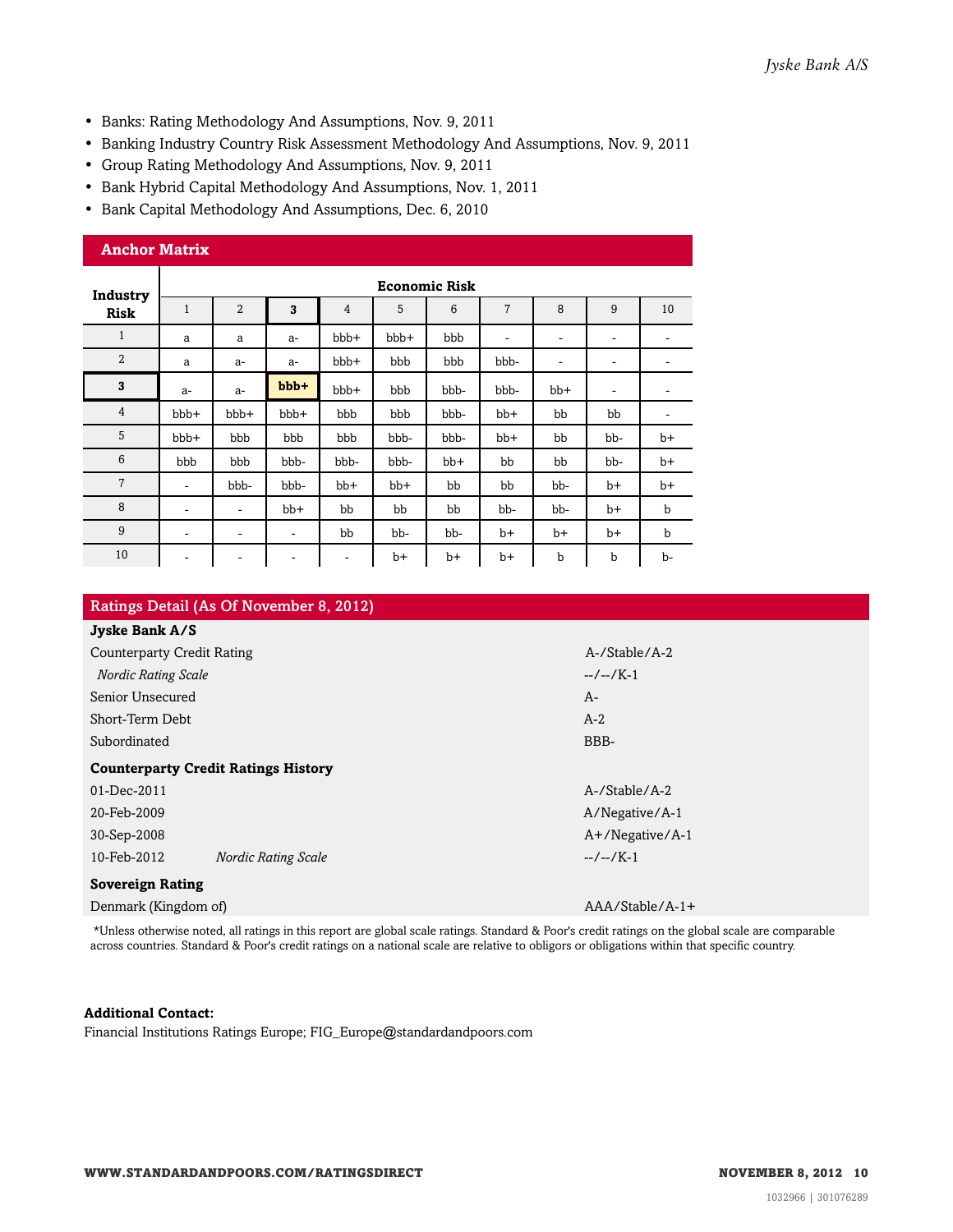- Banks: Rating Methodology And Assumptions, Nov. 9, 2011
- Banking Industry Country Risk Assessment Methodology And Assumptions, Nov. 9, 2011
- Group Rating Methodology And Assumptions, Nov. 9, 2011
- Bank Hybrid Capital Methodology And Assumptions, Nov. 1, 2011
- Bank Capital Methodology And Assumptions, Dec. 6, 2010

## Anchor Matrix

| Industry Risk | Economic Risk | | | | | | | | | |
|---|---|---|---|---|---|---|---|---|---|---|
| | 1 | 2 | **3** | 4 | 5 | 6 | 7 | 8 | 9 | 10 |
| 1 | a | a | a- | bbb+ | bbb+ | bbb | - | - | - | - |
| 2 | a | a- | a- | bbb+ | bbb | bbb | bbb- | - | - | - |
| **3** | a- | a- | **bbb+** | bbb+ | bbb | bbb- | bbb- | bb+ | - | - |
| 4 | bbb+ | bbb+ | bbb+ | bbb | bbb | bbb- | bb+ | bb | bb | - |
| 5 | bbb+ | bbb | bbb | bbb | bbb- | bbb- | bb+ | bb | bb- | b+ |
| 6 | bbb | bbb | bbb- | bbb- | bbb- | bb+ | bb | bb | bb- | b+ |
| 7 | - | bbb- | bbb- | bb+ | bb+ | bb | bb | bb- | b+ | b+ |
| 8 | - | - | bb+ | bb | bb | bb | bb- | bb- | b+ | b |
| 9 | - | - | - | bb | bb- | bb- | b+ | b+ | b+ | b |
| 10 | - | - | - | - | b+ | b+ | b+ | b | b | b- |

## Ratings Detail (As Of November 8, 2012)

| **Jyske Bank A/S** | |
|---|---|
| Counterparty Credit Rating | A-/Stable/A-2 |
| *Nordic Rating Scale* | --/--/K-1 |
| Senior Unsecured | A- |
| Short-Term Debt | A-2 |
| Subordinated | BBB- |
| **Counterparty Credit Ratings History** | |
| 01-Dec-2011 | A-/Stable/A-2 |
| 20-Feb-2009 | A/Negative/A-1 |
| 30-Sep-2008 | A+/Negative/A-1 |
| 10-Feb-2012 *Nordic Rating Scale* | --/--/K-1 |
| **Sovereign Rating** | |
| Denmark (Kingdom of) | AAA/Stable/A-1+ |

*Unless otherwise noted, all ratings in this report are global scale ratings. Standard & Poor's credit ratings on the global scale are comparable across countries. Standard & Poor's credit ratings on a national scale are relative to obligors or obligations within that specific country.

**Additional Contact:**
Financial Institutions Ratings Europe; FIG_Europe@standardandpoors.com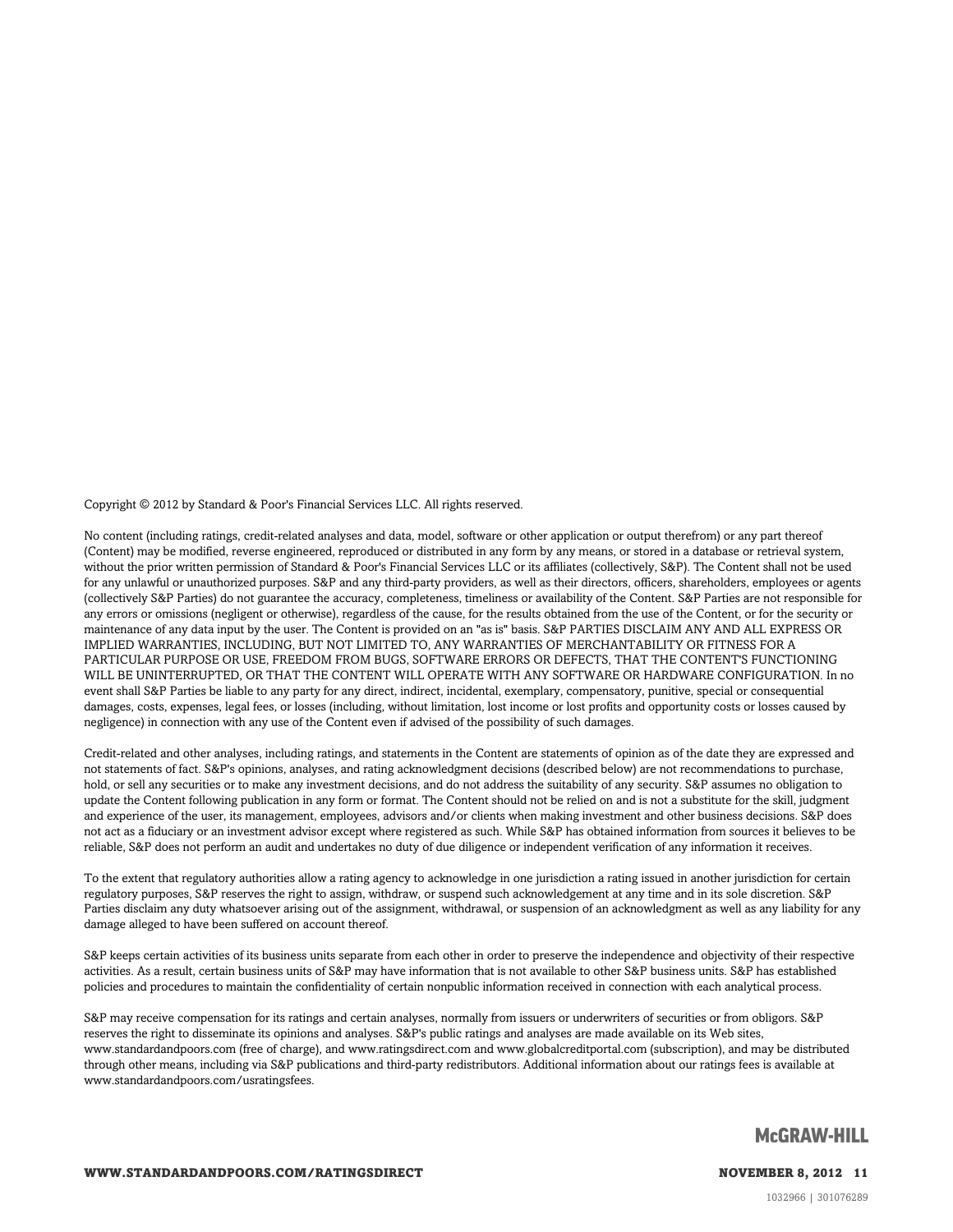Copyright © 2012 by Standard & Poor's Financial Services LLC. All rights reserved.

No content (including ratings, credit-related analyses and data, model, software or other application or output therefrom) or any part thereof (Content) may be modified, reverse engineered, reproduced or distributed in any form by any means, or stored in a database or retrieval system, without the prior written permission of Standard & Poor's Financial Services LLC or its affiliates (collectively, S&P). The Content shall not be used for any unlawful or unauthorized purposes. S&P and any third-party providers, as well as their directors, officers, shareholders, employees or agents (collectively S&P Parties) do not guarantee the accuracy, completeness, timeliness or availability of the Content. S&P Parties are not responsible for any errors or omissions (negligent or otherwise), regardless of the cause, for the results obtained from the use of the Content, or for the security or maintenance of any data input by the user. The Content is provided on an "as is" basis. S&P PARTIES DISCLAIM ANY AND ALL EXPRESS OR IMPLIED WARRANTIES, INCLUDING, BUT NOT LIMITED TO, ANY WARRANTIES OF MERCHANTABILITY OR FITNESS FOR A PARTICULAR PURPOSE OR USE, FREEDOM FROM BUGS, SOFTWARE ERRORS OR DEFECTS, THAT THE CONTENT'S FUNCTIONING WILL BE UNINTERRUPTED, OR THAT THE CONTENT WILL OPERATE WITH ANY SOFTWARE OR HARDWARE CONFIGURATION. In no event shall S&P Parties be liable to any party for any direct, indirect, incidental, exemplary, compensatory, punitive, special or consequential damages, costs, expenses, legal fees, or losses (including, without limitation, lost income or lost profits and opportunity costs or losses caused by negligence) in connection with any use of the Content even if advised of the possibility of such damages.

Credit-related and other analyses, including ratings, and statements in the Content are statements of opinion as of the date they are expressed and not statements of fact. S&P's opinions, analyses, and rating acknowledgment decisions (described below) are not recommendations to purchase, hold, or sell any securities or to make any investment decisions, and do not address the suitability of any security. S&P assumes no obligation to update the Content following publication in any form or format. The Content should not be relied on and is not a substitute for the skill, judgment and experience of the user, its management, employees, advisors and/or clients when making investment and other business decisions. S&P does not act as a fiduciary or an investment advisor except where registered as such. While S&P has obtained information from sources it believes to be reliable, S&P does not perform an audit and undertakes no duty of due diligence or independent verification of any information it receives.

To the extent that regulatory authorities allow a rating agency to acknowledge in one jurisdiction a rating issued in another jurisdiction for certain regulatory purposes, S&P reserves the right to assign, withdraw, or suspend such acknowledgement at any time and in its sole discretion. S&P Parties disclaim any duty whatsoever arising out of the assignment, withdrawal, or suspension of an acknowledgment as well as any liability for any damage alleged to have been suffered on account thereof.

S&P keeps certain activities of its business units separate from each other in order to preserve the independence and objectivity of their respective activities. As a result, certain business units of S&P may have information that is not available to other S&P business units. S&P has established policies and procedures to maintain the confidentiality of certain nonpublic information received in connection with each analytical process.

S&P may receive compensation for its ratings and certain analyses, normally from issuers or underwriters of securities or from obligors. S&P reserves the right to disseminate its opinions and analyses. S&P's public ratings and analyses are made available on its Web sites, www.standardandpoors.com (free of charge), and www.ratingsdirect.com and www.globalcreditportal.com (subscription), and may be distributed through other means, including via S&P publications and third-party redistributors. Additional information about our ratings fees is available at www.standardandpoors.com/usratingsfees.

McGRAW-HILL